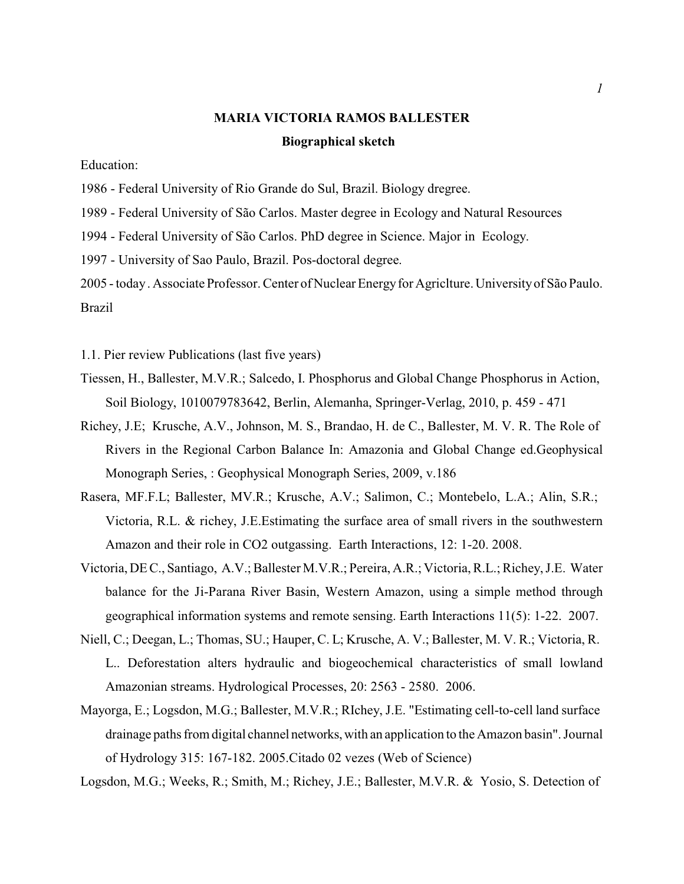# MARIA VICTORIA RAMOS BALLESTER

## Biographical sketch

Education:

1986 - Federal University of Rio Grande do Sul, Brazil. Biology dregree.

1989 - Federal University of São Carlos. Master degree in Ecology and Natural Resources

1994 - Federal University of São Carlos. PhD degree in Science. Major in Ecology.

1997 - University of Sao Paulo, Brazil. Pos-doctoral degree.

2005 - today . Associate Professor. Center of Nuclear Energy for Agriclture. University of São Paulo. Brazil

1.1. Pier review Publications (last five years)

Tiessen, H., Ballester, M.V.R.; Salcedo, I. Phosphorus and Global Change Phosphorus in Action, Soil Biology, 1010079783642, Berlin, Alemanha, Springer-Verlag, 2010, p. 459 - 471

Richey, J.E; Krusche, A.V., Johnson, M. S., Brandao, H. de C., Ballester, M. V. R. The Role of Rivers in the Regional Carbon Balance In: Amazonia and Global Change ed.Geophysical Monograph Series, : Geophysical Monograph Series, 2009, v.186

Rasera, MF.F.L; Ballester, MV.R.; Krusche, A.V.; Salimon, C.; Montebelo, L.A.; Alin, S.R.; Victoria, R.L. & richey, J.E.Estimating the surface area of small rivers in the southwestern Amazon and their role in CO2 outgassing. Earth Interactions, 12: 1-20. 2008.

Victoria, DE C., Santiago, A.V.; Ballester M.V.R.; Pereira, A.R.; Victoria, R.L.; Richey, J.E. Water balance for the Ji-Parana River Basin, Western Amazon, using a simple method through geographical information systems and remote sensing. Earth Interactions 11(5): 1-22. 2007.

Niell, C.; Deegan, L.; Thomas, SU.; Hauper, C. L; Krusche, A. V.; Ballester, M. V. R.; Victoria, R. L.. Deforestation alters hydraulic and biogeochemical characteristics of small lowland Amazonian streams. Hydrological Processes, 20: 2563 - 2580. 2006.

Mayorga, E.; Logsdon, M.G.; Ballester, M.V.R.; RIchey, J.E. "Estimating cell-to-cell land surface drainage paths from digital channel networks, with an application to the Amazon basin". Journal of Hydrology 315: 167-182. 2005.Citado 02 vezes (Web of Science)

Logsdon, M.G.; Weeks, R.; Smith, M.; Richey, J.E.; Ballester, M.V.R. & Yosio, S. Detection of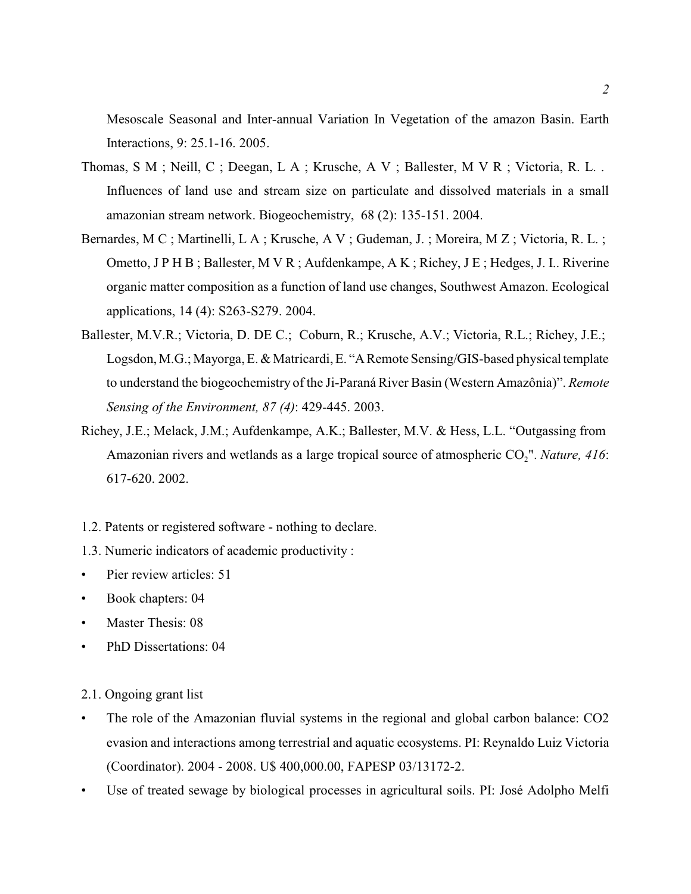Mesoscale Seasonal and Inter-annual Variation In Vegetation of the amazon Basin. Earth Interactions, 9: 25.1-16. 2005.

Thomas, S M ; Neill, C ; Deegan, L A ; Krusche, A V ; Ballester, M V R ; Victoria, R. L. . Influences of land use and stream size on particulate and dissolved materials in a small amazonian stream network. Biogeochemistry, 68 (2): 135-151. 2004.

Bernardes, M C ; Martinelli, L A ; Krusche, A V ; Gudeman, J. ; Moreira, M Z ; Victoria, R. L. ; Ometto, J P H B ; Ballester, M V R ; Aufdenkampe, A K ; Richey, J E ; Hedges, J. I.. Riverine organic matter composition as a function of land use changes, Southwest Amazon. Ecological applications, 14 (4): S263-S279. 2004.

Ballester, M.V.R.; Victoria, D. DE C.; Coburn, R.; Krusche, A.V.; Victoria, R.L.; Richey, J.E.; Logsdon, M.G.; Mayorga, E. & Matricardi, E. "A Remote Sensing/GIS-based physical template to understand the biogeochemistry of the Ji-Paraná River Basin (Western Amazônia)". *Remote Sensing of the Environment, 87 (4)*: 429-445. 2003.

Richey, J.E.; Melack, J.M.; Aufdenkampe, A.K.; Ballester, M.V. & Hess, L.L. "Outgassing from Amazonian rivers and wetlands as a large tropical source of atmospheric $CO_2$". *Nature, 416*: 617-620. 2002.

1.2. Patents or registered software - nothing to declare.

1.3. Numeric indicators of academic productivity :

- Pier review articles: 51
- Book chapters: 04
- Master Thesis: 08
- PhD Dissertations: 04

2.1. Ongoing grant list

- The role of the Amazonian fluvial systems in the regional and global carbon balance: CO2 evasion and interactions among terrestrial and aquatic ecosystems. PI: Reynaldo Luiz Victoria (Coordinator). 2004 - 2008. U$ 400,000.00, FAPESP 03/13172-2.
- Use of treated sewage by biological processes in agricultural soils. PI: José Adolpho Melfi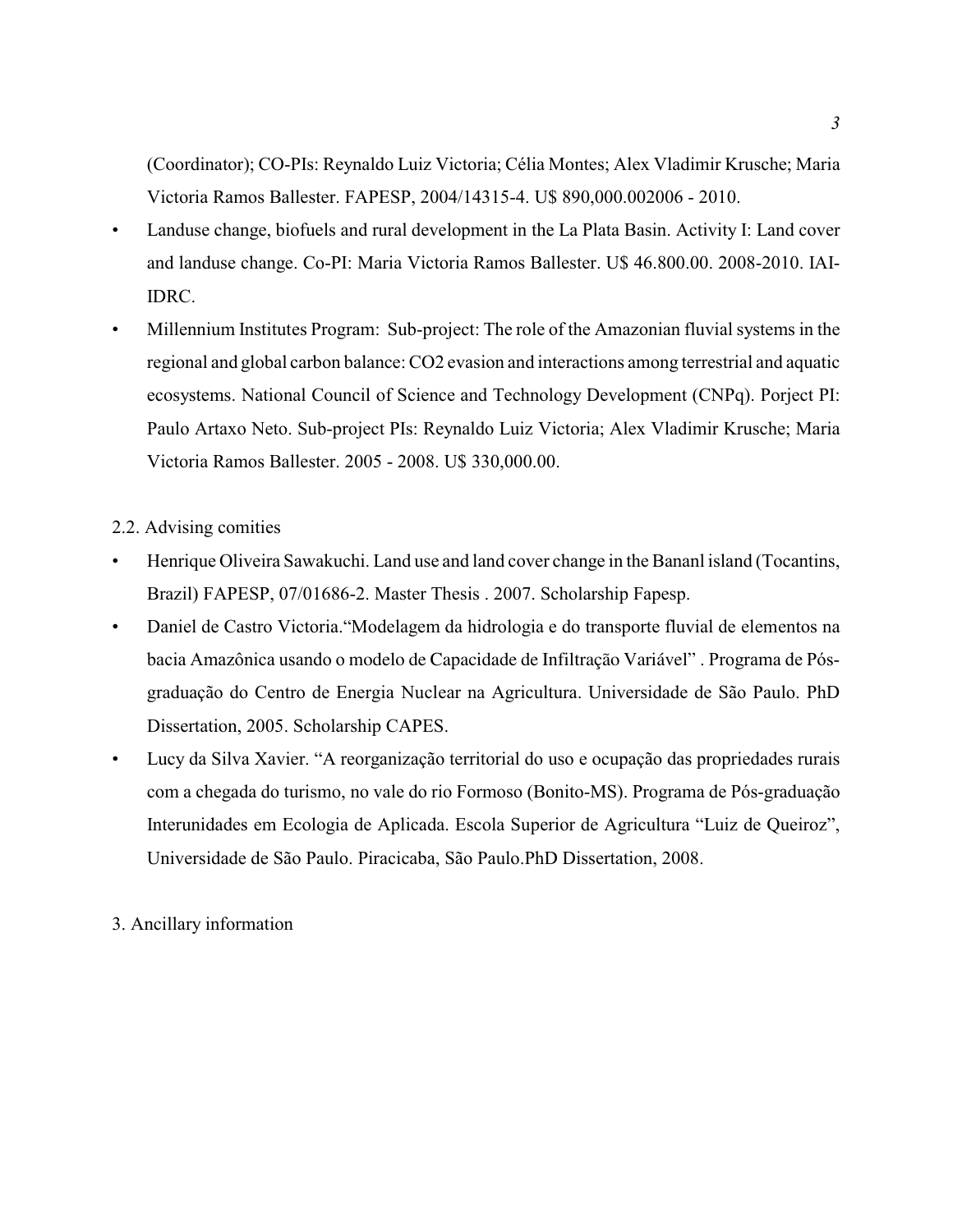(Coordinator); CO-PIs: Reynaldo Luiz Victoria; Célia Montes; Alex Vladimir Krusche; Maria Victoria Ramos Ballester. FAPESP, 2004/14315-4. U$ 890,000.002006 - 2010.

- Landuse change, biofuels and rural development in the La Plata Basin. Activity I: Land cover and landuse change. Co-PI: Maria Victoria Ramos Ballester. U$ 46.800.00. 2008-2010. IAI-IDRC.
- Millennium Institutes Program: Sub-project: The role of the Amazonian fluvial systems in the regional and global carbon balance: CO2 evasion and interactions among terrestrial and aquatic ecosystems. National Council of Science and Technology Development (CNPq). Porject PI: Paulo Artaxo Neto. Sub-project PIs: Reynaldo Luiz Victoria; Alex Vladimir Krusche; Maria Victoria Ramos Ballester. 2005 - 2008. U$ 330,000.00.

2.2. Advising comities

- Henrique Oliveira Sawakuchi. Land use and land cover change in the Bananl island (Tocantins, Brazil) FAPESP, 07/01686-2. Master Thesis . 2007. Scholarship Fapesp.
- Daniel de Castro Victoria."Modelagem da hidrologia e do transporte fluvial de elementos na bacia Amazônica usando o modelo de Capacidade de Infiltração Variável" . Programa de Pós-graduação do Centro de Energia Nuclear na Agricultura. Universidade de São Paulo. PhD Dissertation, 2005. Scholarship CAPES.
- Lucy da Silva Xavier. "A reorganização territorial do uso e ocupação das propriedades rurais com a chegada do turismo, no vale do rio Formoso (Bonito-MS). Programa de Pós-graduação Interunidades em Ecologia de Aplicada. Escola Superior de Agricultura "Luiz de Queiroz", Universidade de São Paulo. Piracicaba, São Paulo.PhD Dissertation, 2008.

3. Ancillary information